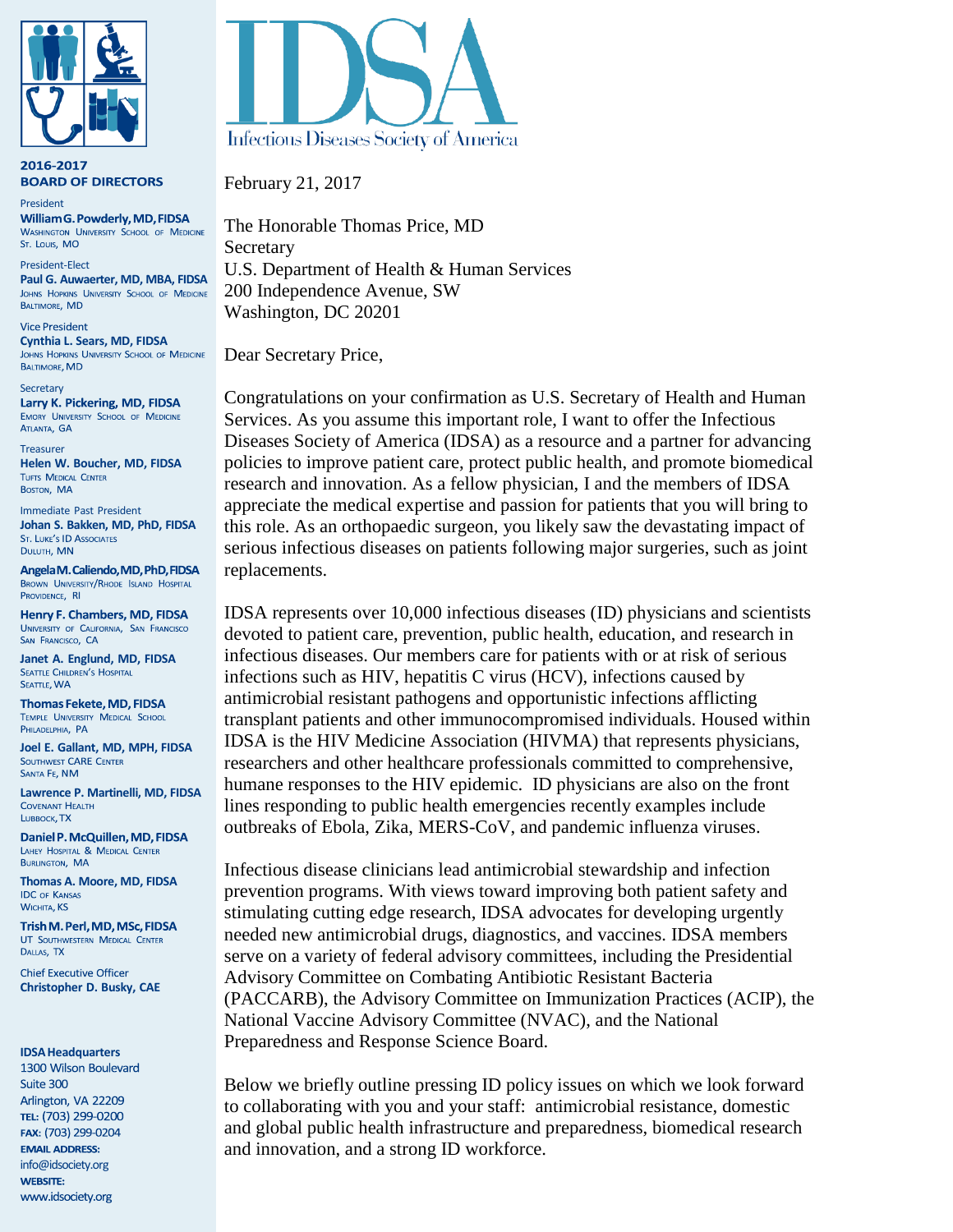**2016-2017**
**BOARD OF DIRECTORS**

President
**William G. Powderly, MD, FIDSA**
Washington University School of Medicine
St. Louis, MO

President-Elect
**Paul G. Auwaerter, MD, MBA, FIDSA**
Johns Hopkins University School of Medicine
Baltimore, MD

Vice President
**Cynthia L. Sears, MD, FIDSA**
Johns Hopkins University School of Medicine
Baltimore, MD

Secretary
**Larry K. Pickering, MD, FIDSA**
Emory University School of Medicine
Atlanta, GA

Treasurer
**Helen W. Boucher, MD, FIDSA**
Tufts Medical Center
Boston, MA

Immediate Past President
**Johan S. Bakken, MD, PhD, FIDSA**
St. Luke's ID Associates
Duluth, MN

**Angela M. Caliendo, MD, PhD, FIDSA**
Brown University/Rhode Island Hospital
Providence, RI

**Henry F. Chambers, MD, FIDSA**
University of California, San Francisco
San Francisco, CA

**Janet A. Englund, MD, FIDSA**
Seattle Children's Hospital
Seattle, WA

**Thomas Fekete, MD, FIDSA**
Temple University Medical School
Philadelphia, PA

**Joel E. Gallant, MD, MPH, FIDSA**
Southwest CARE Center
Santa Fe, NM

**Lawrence P. Martinelli, MD, FIDSA**
Covenant Health
Lubbock, TX

**Daniel P. McQuillen, MD, FIDSA**
Lahey Hospital & Medical Center
Burlington, MA

**Thomas A. Moore, MD, FIDSA**
IDC of Kansas
Wichita, KS

**Trish M. Perl, MD, MSc, FIDSA**
UT Southwestern Medical Center
Dallas, TX

Chief Executive Officer
**Christopher D. Busky, CAE**

**IDSA Headquarters**
1300 Wilson Boulevard
Suite 300
Arlington, VA 22209
**TEL:** (703) 299-0200
**FAX:** (703) 299-0204
**EMAIL ADDRESS:**
info@idsociety.org
**WEBSITE:**
www.idsociety.org

# IDSA
Infectious Diseases Society of America

February 21, 2017

The Honorable Thomas Price, MD
Secretary
U.S. Department of Health & Human Services
200 Independence Avenue, SW
Washington, DC 20201

Dear Secretary Price,

Congratulations on your confirmation as U.S. Secretary of Health and Human Services. As you assume this important role, I want to offer the Infectious Diseases Society of America (IDSA) as a resource and a partner for advancing policies to improve patient care, protect public health, and promote biomedical research and innovation. As a fellow physician, I and the members of IDSA appreciate the medical expertise and passion for patients that you will bring to this role. As an orthopaedic surgeon, you likely saw the devastating impact of serious infectious diseases on patients following major surgeries, such as joint replacements.

IDSA represents over 10,000 infectious diseases (ID) physicians and scientists devoted to patient care, prevention, public health, education, and research in infectious diseases. Our members care for patients with or at risk of serious infections such as HIV, hepatitis C virus (HCV), infections caused by antimicrobial resistant pathogens and opportunistic infections afflicting transplant patients and other immunocompromised individuals. Housed within IDSA is the HIV Medicine Association (HIVMA) that represents physicians, researchers and other healthcare professionals committed to comprehensive, humane responses to the HIV epidemic. ID physicians are also on the front lines responding to public health emergencies recently examples include outbreaks of Ebola, Zika, MERS-CoV, and pandemic influenza viruses.

Infectious disease clinicians lead antimicrobial stewardship and infection prevention programs. With views toward improving both patient safety and stimulating cutting edge research, IDSA advocates for developing urgently needed new antimicrobial drugs, diagnostics, and vaccines. IDSA members serve on a variety of federal advisory committees, including the Presidential Advisory Committee on Combating Antibiotic Resistant Bacteria (PACCARB), the Advisory Committee on Immunization Practices (ACIP), the National Vaccine Advisory Committee (NVAC), and the National Preparedness and Response Science Board.

Below we briefly outline pressing ID policy issues on which we look forward to collaborating with you and your staff: antimicrobial resistance, domestic and global public health infrastructure and preparedness, biomedical research and innovation, and a strong ID workforce.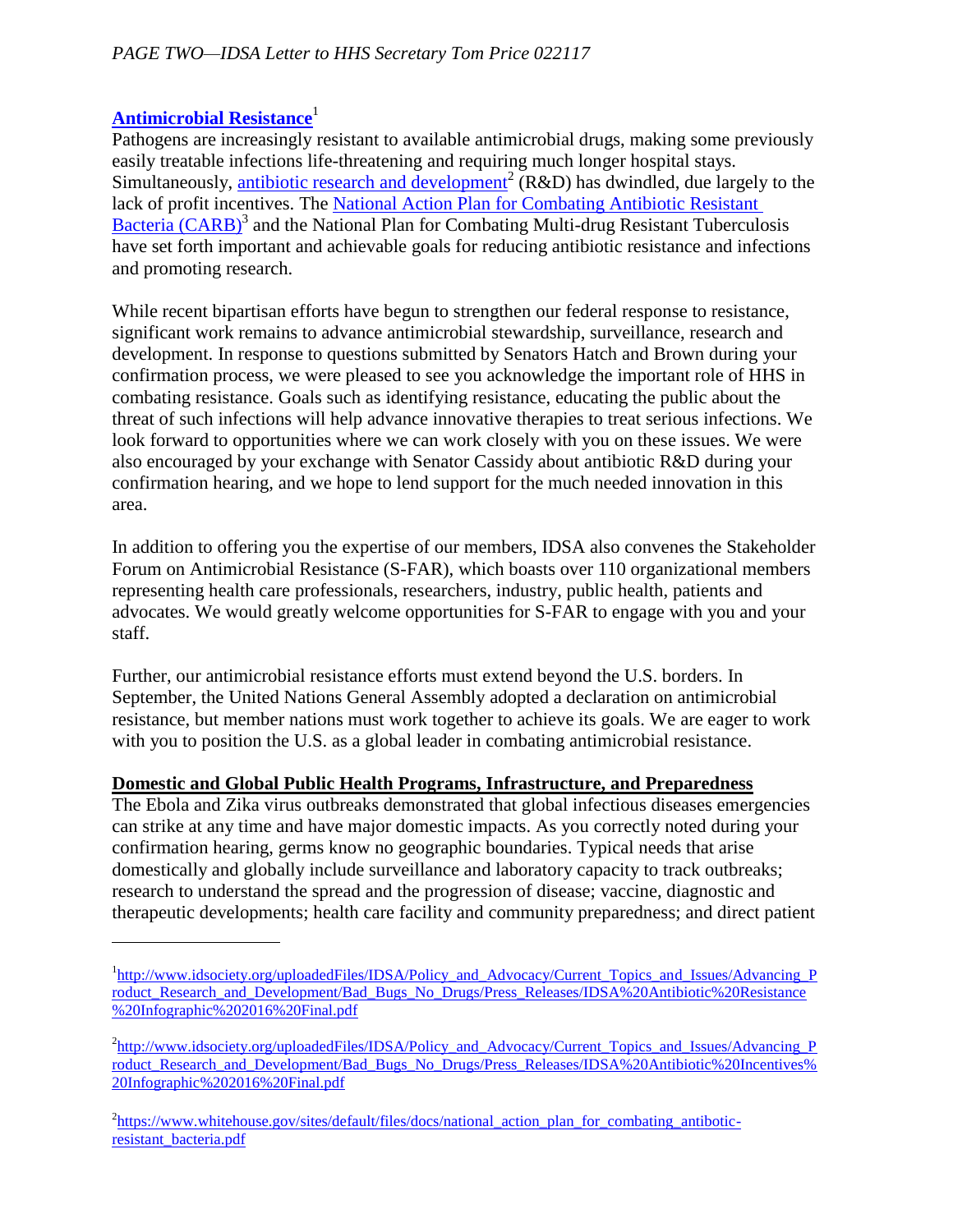## Antimicrobial Resistance[1]

Pathogens are increasingly resistant to available antimicrobial drugs, making some previously easily treatable infections life-threatening and requiring much longer hospital stays. Simultaneously, antibiotic research and development[2] (R&D) has dwindled, due largely to the lack of profit incentives. The National Action Plan for Combating Antibiotic Resistant Bacteria (CARB)[3] and the National Plan for Combating Multi-drug Resistant Tuberculosis have set forth important and achievable goals for reducing antibiotic resistance and infections and promoting research.

While recent bipartisan efforts have begun to strengthen our federal response to resistance, significant work remains to advance antimicrobial stewardship, surveillance, research and development. In response to questions submitted by Senators Hatch and Brown during your confirmation process, we were pleased to see you acknowledge the important role of HHS in combating resistance. Goals such as identifying resistance, educating the public about the threat of such infections will help advance innovative therapies to treat serious infections. We look forward to opportunities where we can work closely with you on these issues. We were also encouraged by your exchange with Senator Cassidy about antibiotic R&D during your confirmation hearing, and we hope to lend support for the much needed innovation in this area.

In addition to offering you the expertise of our members, IDSA also convenes the Stakeholder Forum on Antimicrobial Resistance (S-FAR), which boasts over 110 organizational members representing health care professionals, researchers, industry, public health, patients and advocates. We would greatly welcome opportunities for S-FAR to engage with you and your staff.

Further, our antimicrobial resistance efforts must extend beyond the U.S. borders. In September, the United Nations General Assembly adopted a declaration on antimicrobial resistance, but member nations must work together to achieve its goals. We are eager to work with you to position the U.S. as a global leader in combating antimicrobial resistance.

## Domestic and Global Public Health Programs, Infrastructure, and Preparedness

The Ebola and Zika virus outbreaks demonstrated that global infectious diseases emergencies can strike at any time and have major domestic impacts. As you correctly noted during your confirmation hearing, germs know no geographic boundaries. Typical needs that arise domestically and globally include surveillance and laboratory capacity to track outbreaks; research to understand the spread and the progression of disease; vaccine, diagnostic and therapeutic developments; health care facility and community preparedness; and direct patient

---

[1] http://www.idsociety.org/uploadedFiles/IDSA/Policy_and_Advocacy/Current_Topics_and_Issues/Advancing_Product_Research_and_Development/Bad_Bugs_No_Drugs/Press_Releases/IDSA%20Antibiotic%20Resistance%20Infographic%202016%20Final.pdf

[2] http://www.idsociety.org/uploadedFiles/IDSA/Policy_and_Advocacy/Current_Topics_and_Issues/Advancing_Product_Research_and_Development/Bad_Bugs_No_Drugs/Press_Releases/IDSA%20Antibiotic%20Incentives%20Infographic%202016%20Final.pdf

[2] https://www.whitehouse.gov/sites/default/files/docs/national_action_plan_for_combating_antibotic-resistant_bacteria.pdf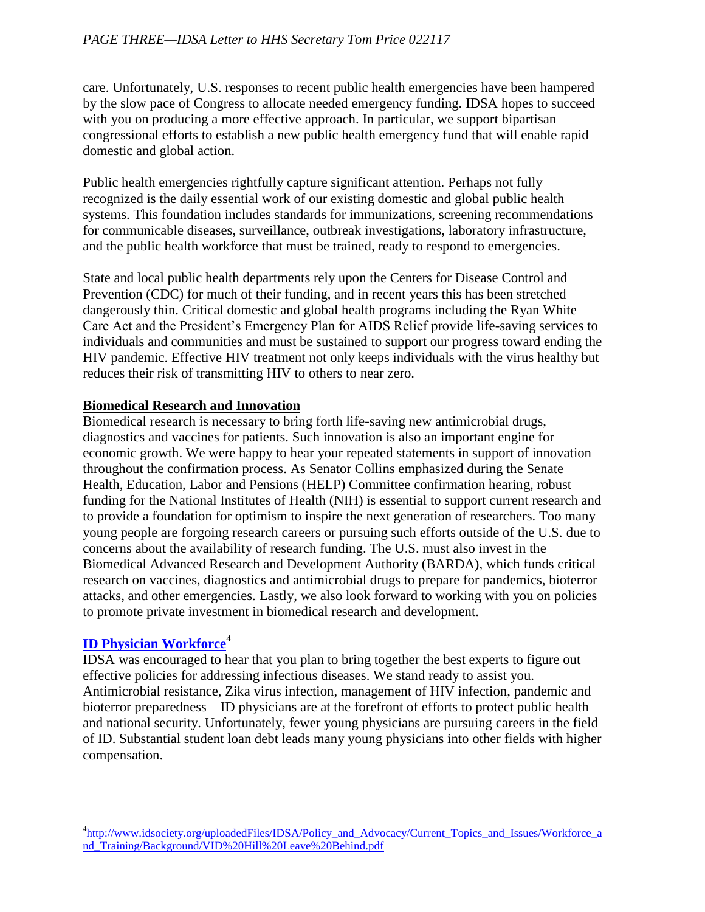care. Unfortunately, U.S. responses to recent public health emergencies have been hampered by the slow pace of Congress to allocate needed emergency funding. IDSA hopes to succeed with you on producing a more effective approach. In particular, we support bipartisan congressional efforts to establish a new public health emergency fund that will enable rapid domestic and global action.

Public health emergencies rightfully capture significant attention. Perhaps not fully recognized is the daily essential work of our existing domestic and global public health systems. This foundation includes standards for immunizations, screening recommendations for communicable diseases, surveillance, outbreak investigations, laboratory infrastructure, and the public health workforce that must be trained, ready to respond to emergencies.

State and local public health departments rely upon the Centers for Disease Control and Prevention (CDC) for much of their funding, and in recent years this has been stretched dangerously thin. Critical domestic and global health programs including the Ryan White Care Act and the President's Emergency Plan for AIDS Relief provide life-saving services to individuals and communities and must be sustained to support our progress toward ending the HIV pandemic. Effective HIV treatment not only keeps individuals with the virus healthy but reduces their risk of transmitting HIV to others to near zero.

**Biomedical Research and Innovation**

Biomedical research is necessary to bring forth life-saving new antimicrobial drugs, diagnostics and vaccines for patients. Such innovation is also an important engine for economic growth. We were happy to hear your repeated statements in support of innovation throughout the confirmation process. As Senator Collins emphasized during the Senate Health, Education, Labor and Pensions (HELP) Committee confirmation hearing, robust funding for the National Institutes of Health (NIH) is essential to support current research and to provide a foundation for optimism to inspire the next generation of researchers. Too many young people are forgoing research careers or pursuing such efforts outside of the U.S. due to concerns about the availability of research funding. The U.S. must also invest in the Biomedical Advanced Research and Development Authority (BARDA), which funds critical research on vaccines, diagnostics and antimicrobial drugs to prepare for pandemics, bioterror attacks, and other emergencies. Lastly, we also look forward to working with you on policies to promote private investment in biomedical research and development.

**ID Physician Workforce**[4]

IDSA was encouraged to hear that you plan to bring together the best experts to figure out effective policies for addressing infectious diseases. We stand ready to assist you. Antimicrobial resistance, Zika virus infection, management of HIV infection, pandemic and bioterror preparedness—ID physicians are at the forefront of efforts to protect public health and national security. Unfortunately, fewer young physicians are pursuing careers in the field of ID. Substantial student loan debt leads many young physicians into other fields with higher compensation.

---

[4] http://www.idsociety.org/uploadedFiles/IDSA/Policy_and_Advocacy/Current_Topics_and_Issues/Workforce_and_Training/Background/VID%20Hill%20Leave%20Behind.pdf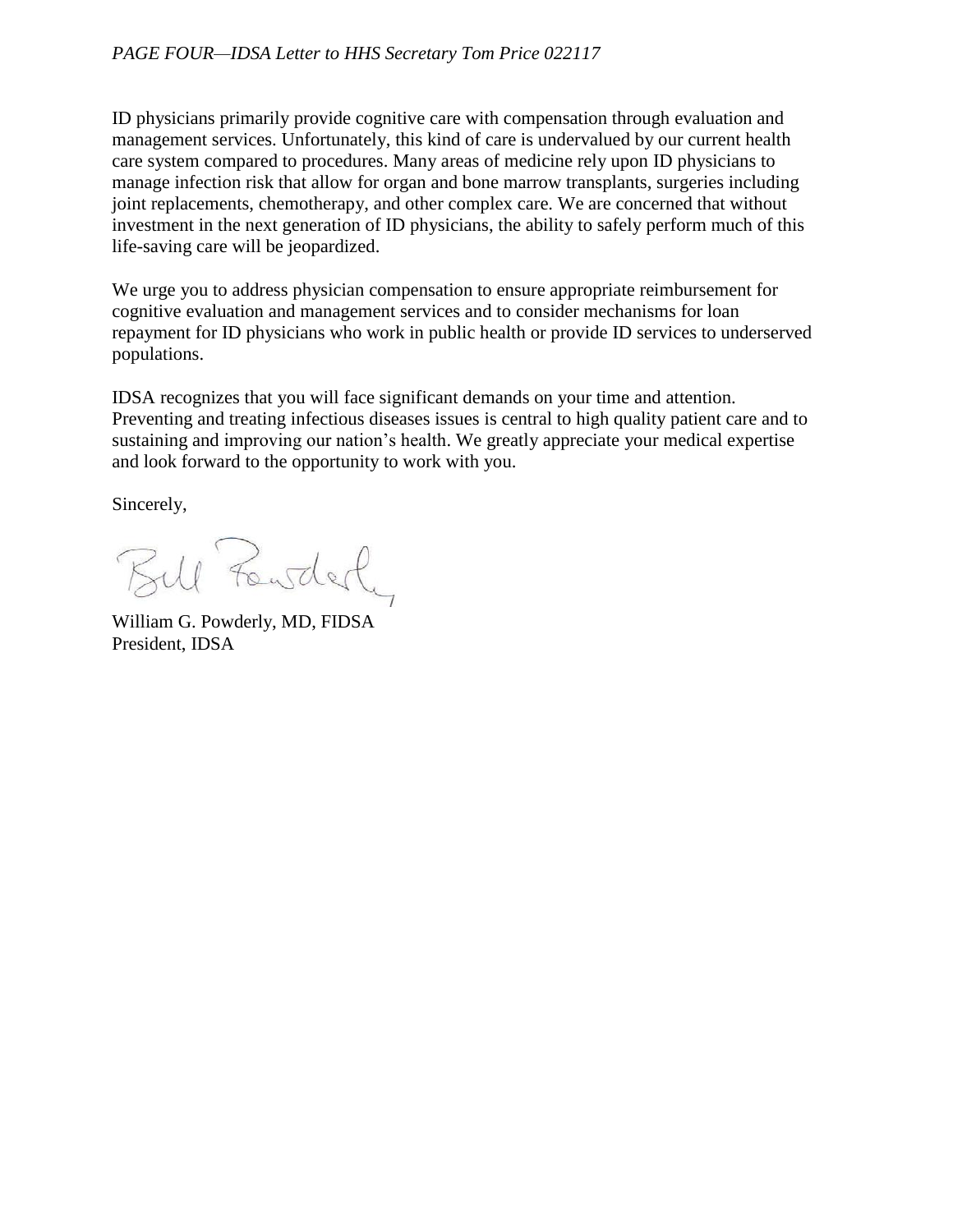ID physicians primarily provide cognitive care with compensation through evaluation and management services. Unfortunately, this kind of care is undervalued by our current health care system compared to procedures. Many areas of medicine rely upon ID physicians to manage infection risk that allow for organ and bone marrow transplants, surgeries including joint replacements, chemotherapy, and other complex care. We are concerned that without investment in the next generation of ID physicians, the ability to safely perform much of this life-saving care will be jeopardized.

We urge you to address physician compensation to ensure appropriate reimbursement for cognitive evaluation and management services and to consider mechanisms for loan repayment for ID physicians who work in public health or provide ID services to underserved populations.

IDSA recognizes that you will face significant demands on your time and attention. Preventing and treating infectious diseases issues is central to high quality patient care and to sustaining and improving our nation's health. We greatly appreciate your medical expertise and look forward to the opportunity to work with you.

Sincerely,

William G. Powderly, MD, FIDSA
President, IDSA